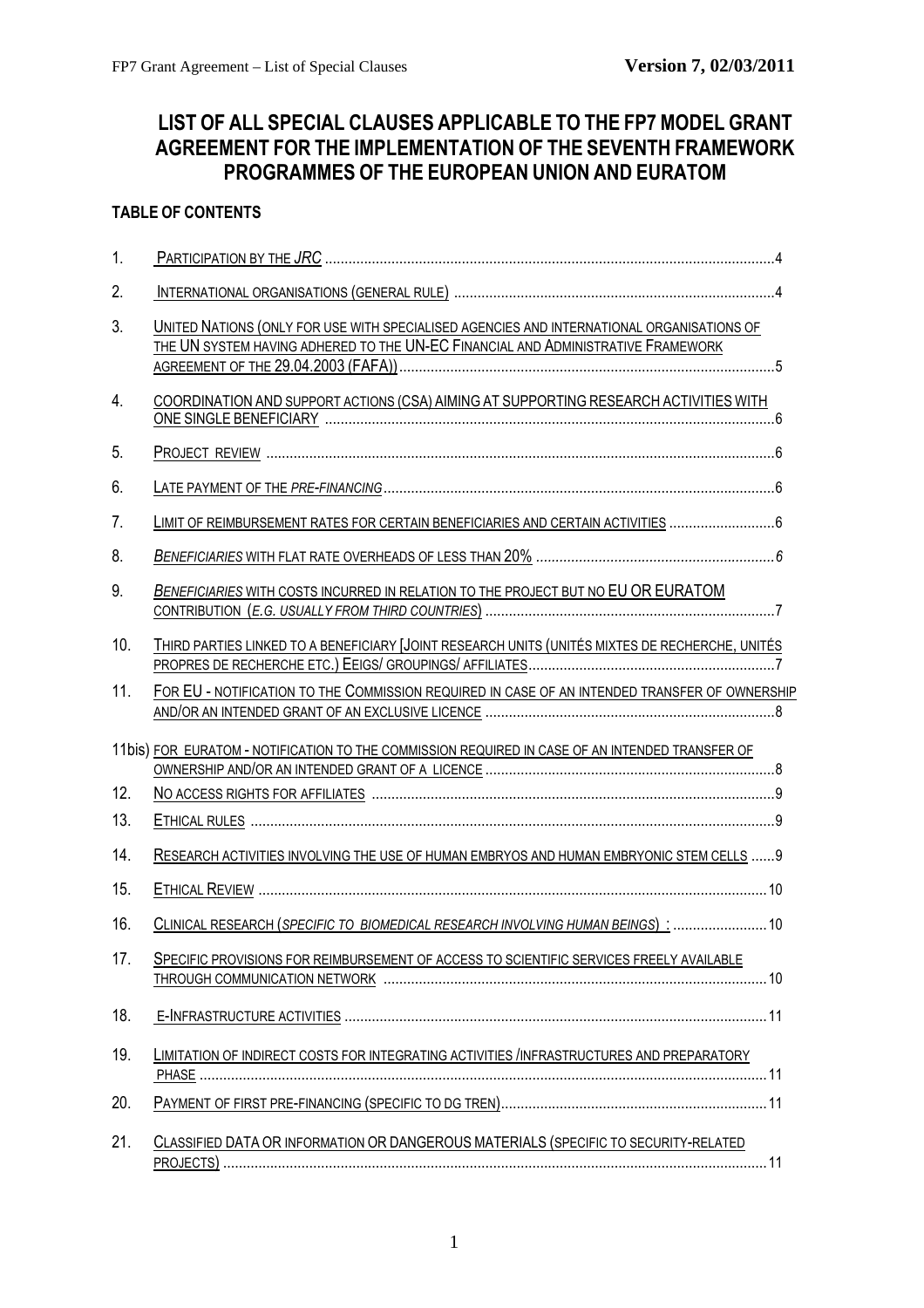# LIST OF ALL SPECIAL CLAUSES APPLICABLE TO THE FP7 MODEL GRANT AGREEMENT FOR THE IMPLEMENTATION OF THE SEVENTH FRAMEWORK PROGRAMMES OF THE EUROPEAN UNION AND EURATOM

**TABLE OF CONTENTS**

1. PARTICIPATION BY THE *JRC* ....... 4
2. INTERNATIONAL ORGANISATIONS (GENERAL RULE) ....... 4
3. UNITED NATIONS (ONLY FOR USE WITH SPECIALISED AGENCIES AND INTERNATIONAL ORGANISATIONS OF THE UN SYSTEM HAVING ADHERED TO THE UN-EC FINANCIAL AND ADMINISTRATIVE FRAMEWORK AGREEMENT OF THE 29.04.2003 (FAFA)) ....... 5
4. COORDINATION AND SUPPORT ACTIONS (CSA) AIMING AT SUPPORTING RESEARCH ACTIVITIES WITH ONE SINGLE BENEFICIARY ....... 6
5. PROJECT REVIEW ....... 6
6. LATE PAYMENT OF THE *PRE-FINANCING* ....... 6
7. LIMIT OF REIMBURSEMENT RATES FOR CERTAIN BENEFICIARIES AND CERTAIN ACTIVITIES ....... 6
8. *BENEFICIARIES* WITH FLAT RATE OVERHEADS OF LESS THAN 20% ....... *6*
9. *BENEFICIARIES* WITH COSTS INCURRED IN RELATION TO THE PROJECT BUT NO EU OR EURATOM CONTRIBUTION (*E.G. USUALLY FROM THIRD COUNTRIES*) ....... 7
10. THIRD PARTIES LINKED TO A BENEFICIARY [JOINT RESEARCH UNITS (UNITÉS MIXTES DE RECHERCHE, UNITÉS PROPRES DE RECHERCHE ETC.) EEIGS/ GROUPINGS/ AFFILIATES ....... 7
11. FOR EU - NOTIFICATION TO THE COMMISSION REQUIRED IN CASE OF AN INTENDED TRANSFER OF OWNERSHIP AND/OR AN INTENDED GRANT OF AN EXCLUSIVE LICENCE ....... 8

11bis) FOR EURATOM - NOTIFICATION TO THE COMMISSION REQUIRED IN CASE OF AN INTENDED TRANSFER OF OWNERSHIP AND/OR AN INTENDED GRANT OF A LICENCE ....... 8

12. NO ACCESS RIGHTS FOR AFFILIATES ....... 9
13. ETHICAL RULES ....... 9
14. RESEARCH ACTIVITIES INVOLVING THE USE OF HUMAN EMBRYOS AND HUMAN EMBRYONIC STEM CELLS ....... 9
15. ETHICAL REVIEW ....... 10
16. CLINICAL RESEARCH (*SPECIFIC TO BIOMEDICAL RESEARCH INVOLVING HUMAN BEINGS*) : ....... 10
17. SPECIFIC PROVISIONS FOR REIMBURSEMENT OF ACCESS TO SCIENTIFIC SERVICES FREELY AVAILABLE THROUGH COMMUNICATION NETWORK ....... 10
18. E-INFRASTRUCTURE ACTIVITIES ....... 11
19. LIMITATION OF INDIRECT COSTS FOR INTEGRATING ACTIVITIES /INFRASTRUCTURES AND PREPARATORY PHASE ....... 11
20. PAYMENT OF FIRST PRE-FINANCING (SPECIFIC TO DG TREN) ....... 11
21. CLASSIFIED DATA OR INFORMATION OR DANGEROUS MATERIALS (SPECIFIC TO SECURITY-RELATED PROJECTS) ....... 11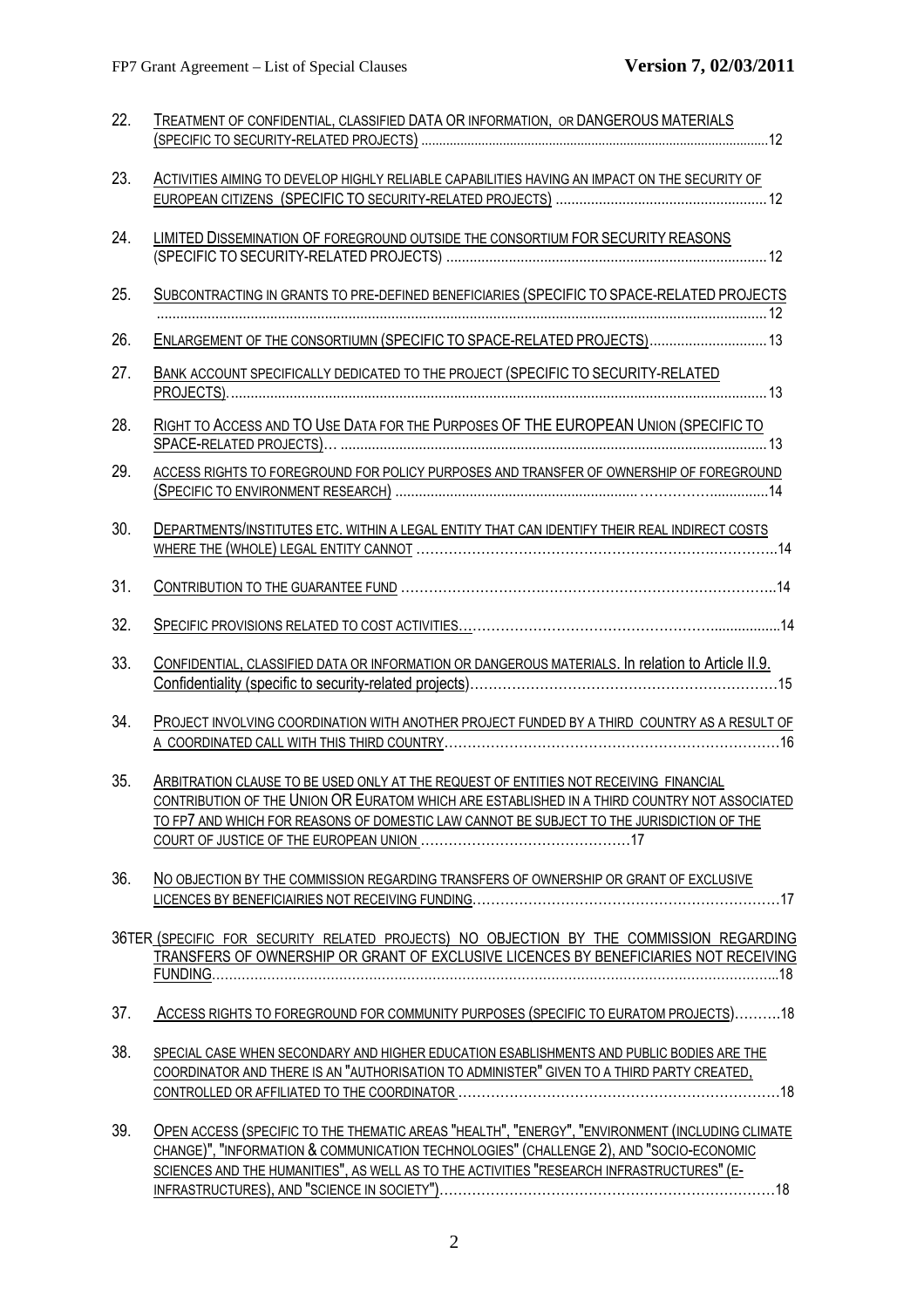22. TREATMENT OF CONFIDENTIAL, CLASSIFIED DATA OR INFORMATION, OR DANGEROUS MATERIALS (SPECIFIC TO SECURITY-RELATED PROJECTS) ....12

23. ACTIVITIES AIMING TO DEVELOP HIGHLY RELIABLE CAPABILITIES HAVING AN IMPACT ON THE SECURITY OF EUROPEAN CITIZENS (SPECIFIC TO SECURITY-RELATED PROJECTS) ....12

24. LIMITED DISSEMINATION OF FOREGROUND OUTSIDE THE CONSORTIUM FOR SECURITY REASONS (SPECIFIC TO SECURITY-RELATED PROJECTS) ....12

25. SUBCONTRACTING IN GRANTS TO PRE-DEFINED BENEFICIARIES (SPECIFIC TO SPACE-RELATED PROJECTS ....12

26. ENLARGEMENT OF THE CONSORTIUMN (SPECIFIC TO SPACE-RELATED PROJECTS) ....13

27. BANK ACCOUNT SPECIFICALLY DEDICATED TO THE PROJECT (SPECIFIC TO SECURITY-RELATED PROJECTS). ....13

28. RIGHT TO ACCESS AND TO USE DATA FOR THE PURPOSES OF THE EUROPEAN UNION (SPECIFIC TO SPACE-RELATED PROJECTS)… ....13

29. ACCESS RIGHTS TO FOREGROUND FOR POLICY PURPOSES AND TRANSFER OF OWNERSHIP OF FOREGROUND (SPECIFIC TO ENVIRONMENT RESEARCH) ....14

30. DEPARTMENTS/INSTITUTES ETC. WITHIN A LEGAL ENTITY THAT CAN IDENTIFY THEIR REAL INDIRECT COSTS WHERE THE (WHOLE) LEGAL ENTITY CANNOT ....14

31. CONTRIBUTION TO THE GUARANTEE FUND ....14

32. SPECIFIC PROVISIONS RELATED TO COST ACTIVITIES… ....14

33. CONFIDENTIAL, CLASSIFIED DATA OR INFORMATION OR DANGEROUS MATERIALS. In relation to Article II.9. Confidentiality (specific to security-related projects) ....15

34. PROJECT INVOLVING COORDINATION WITH ANOTHER PROJECT FUNDED BY A THIRD COUNTRY AS A RESULT OF A COORDINATED CALL WITH THIS THIRD COUNTRY ....16

35. ARBITRATION CLAUSE TO BE USED ONLY AT THE REQUEST OF ENTITIES NOT RECEIVING FINANCIAL CONTRIBUTION OF THE UNION OR EURATOM WHICH ARE ESTABLISHED IN A THIRD COUNTRY NOT ASSOCIATED TO FP7 AND WHICH FOR REASONS OF DOMESTIC LAW CANNOT BE SUBJECT TO THE JURISDICTION OF THE COURT OF JUSTICE OF THE EUROPEAN UNION ....17

36. NO OBJECTION BY THE COMMISSION REGARDING TRANSFERS OF OWNERSHIP OR GRANT OF EXCLUSIVE LICENCES BY BENEFICIAIRIES NOT RECEIVING FUNDING ....17

36TER (SPECIFIC FOR SECURITY RELATED PROJECTS) NO OBJECTION BY THE COMMISSION REGARDING TRANSFERS OF OWNERSHIP OR GRANT OF EXCLUSIVE LICENCES BY BENEFICIARIES NOT RECEIVING FUNDING ....18

37. ACCESS RIGHTS TO FOREGROUND FOR COMMUNITY PURPOSES (SPECIFIC TO EURATOM PROJECTS) ....18

38. SPECIAL CASE WHEN SECONDARY AND HIGHER EDUCATION ESABLISHMENTS AND PUBLIC BODIES ARE THE COORDINATOR AND THERE IS AN "AUTHORISATION TO ADMINISTER" GIVEN TO A THIRD PARTY CREATED, CONTROLLED OR AFFILIATED TO THE COORDINATOR ....18

39. OPEN ACCESS (SPECIFIC TO THE THEMATIC AREAS "HEALTH", "ENERGY", "ENVIRONMENT (INCLUDING CLIMATE CHANGE)", "INFORMATION & COMMUNICATION TECHNOLOGIES" (CHALLENGE 2), AND "SOCIO-ECONOMIC SCIENCES AND THE HUMANITIES", AS WELL AS TO THE ACTIVITIES "RESEARCH INFRASTRUCTURES" (E-INFRASTRUCTURES), AND "SCIENCE IN SOCIETY") ....18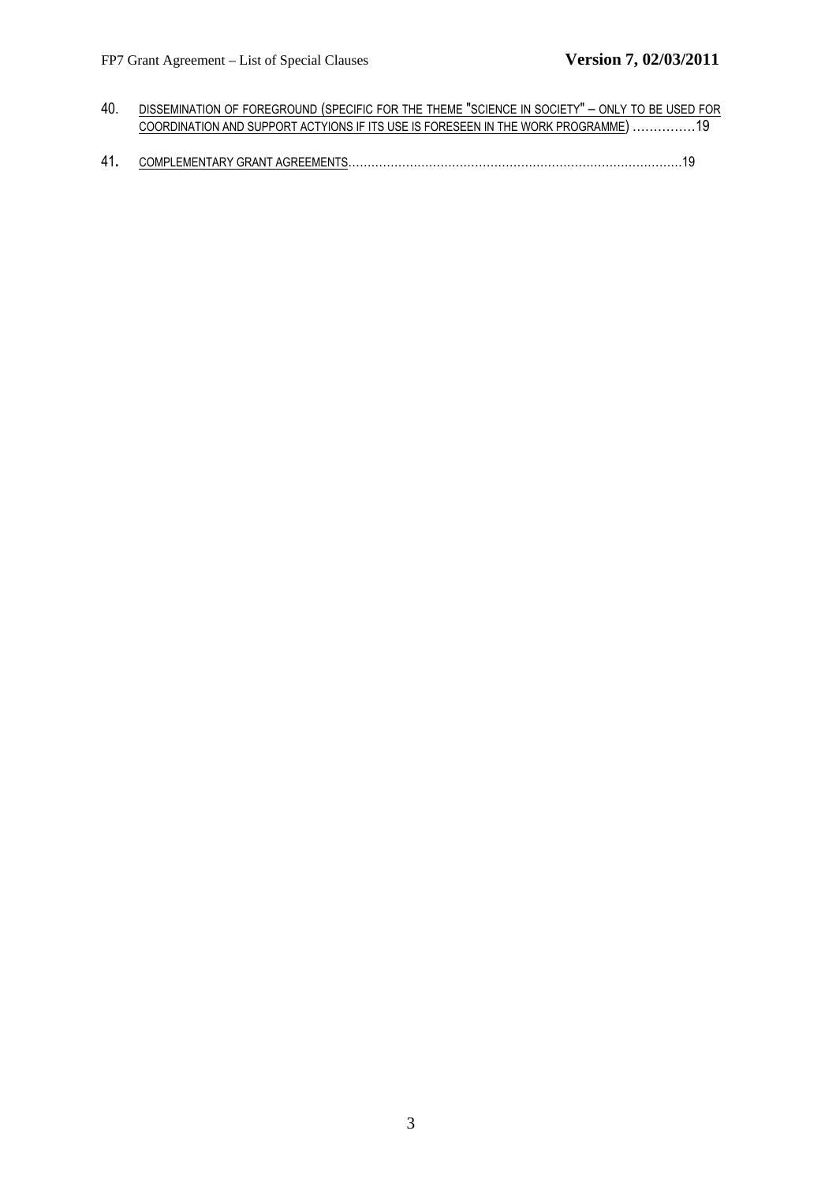40. DISSEMINATION OF FOREGROUND (SPECIFIC FOR THE THEME "SCIENCE IN SOCIETY" – ONLY TO BE USED FOR COORDINATION AND SUPPORT ACTYIONS IF ITS USE IS FORESEEN IN THE WORK PROGRAMME) ……………19

41. COMPLEMENTARY GRANT AGREEMENTS……………………………………………………………………………19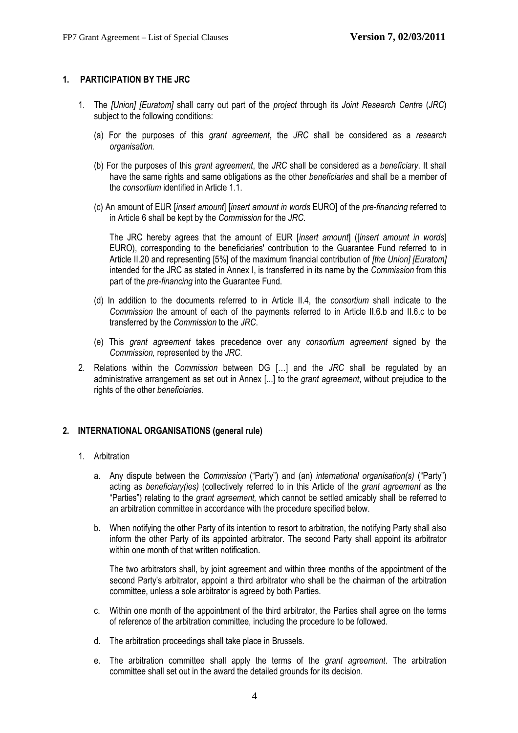## 1. PARTICIPATION BY THE JRC

1. The *[Union] [Euratom]* shall carry out part of the *project* through its *Joint Research Centre* (*JRC*) subject to the following conditions:

   (a) For the purposes of this *grant agreement*, the *JRC* shall be considered as a *research organisation.*

   (b) For the purposes of this *grant agreement*, the *JRC* shall be considered as a *beneficiary*. It shall have the same rights and same obligations as the other *beneficiaries* and shall be a member of the *consortium* identified in Article 1.1.

   (c) An amount of EUR [*insert amount*] [*insert amount in words* EURO] of the *pre-financing* referred to in Article 6 shall be kept by the *Commission* for the *JRC*.

   The JRC hereby agrees that the amount of EUR [*insert amount*] ([*insert amount in words*] EURO), corresponding to the beneficiaries' contribution to the Guarantee Fund referred to in Article II.20 and representing [5%] of the maximum financial contribution of *[the Union] [Euratom]* intended for the JRC as stated in Annex I, is transferred in its name by the *Commission* from this part of the *pre-financing* into the Guarantee Fund.

   (d) In addition to the documents referred to in Article II.4, the *consortium* shall indicate to the *Commission* the amount of each of the payments referred to in Article II.6.b and II.6.c to be transferred by the *Commission* to the *JRC*.

   (e) This *grant agreement* takes precedence over any *consortium agreement* signed by the *Commission,* represented by the *JRC.*

2. Relations within the *Commission* between DG […] and the *JRC* shall be regulated by an administrative arrangement as set out in Annex [...] to the *grant agreement*, without prejudice to the rights of the other *beneficiaries.*

## 2. INTERNATIONAL ORGANISATIONS (general rule)

1. Arbitration

   a. Any dispute between the *Commission* ("Party") and (an) *international organisation(s)* ("Party") acting as *beneficiary(ies)* (collectively referred to in this Article of the *grant agreement* as the "Parties") relating to the *grant agreement,* which cannot be settled amicably shall be referred to an arbitration committee in accordance with the procedure specified below.

   b. When notifying the other Party of its intention to resort to arbitration, the notifying Party shall also inform the other Party of its appointed arbitrator. The second Party shall appoint its arbitrator within one month of that written notification.

   The two arbitrators shall, by joint agreement and within three months of the appointment of the second Party's arbitrator, appoint a third arbitrator who shall be the chairman of the arbitration committee, unless a sole arbitrator is agreed by both Parties.

   c. Within one month of the appointment of the third arbitrator, the Parties shall agree on the terms of reference of the arbitration committee, including the procedure to be followed.

   d. The arbitration proceedings shall take place in Brussels.

   e. The arbitration committee shall apply the terms of the *grant agreement*. The arbitration committee shall set out in the award the detailed grounds for its decision.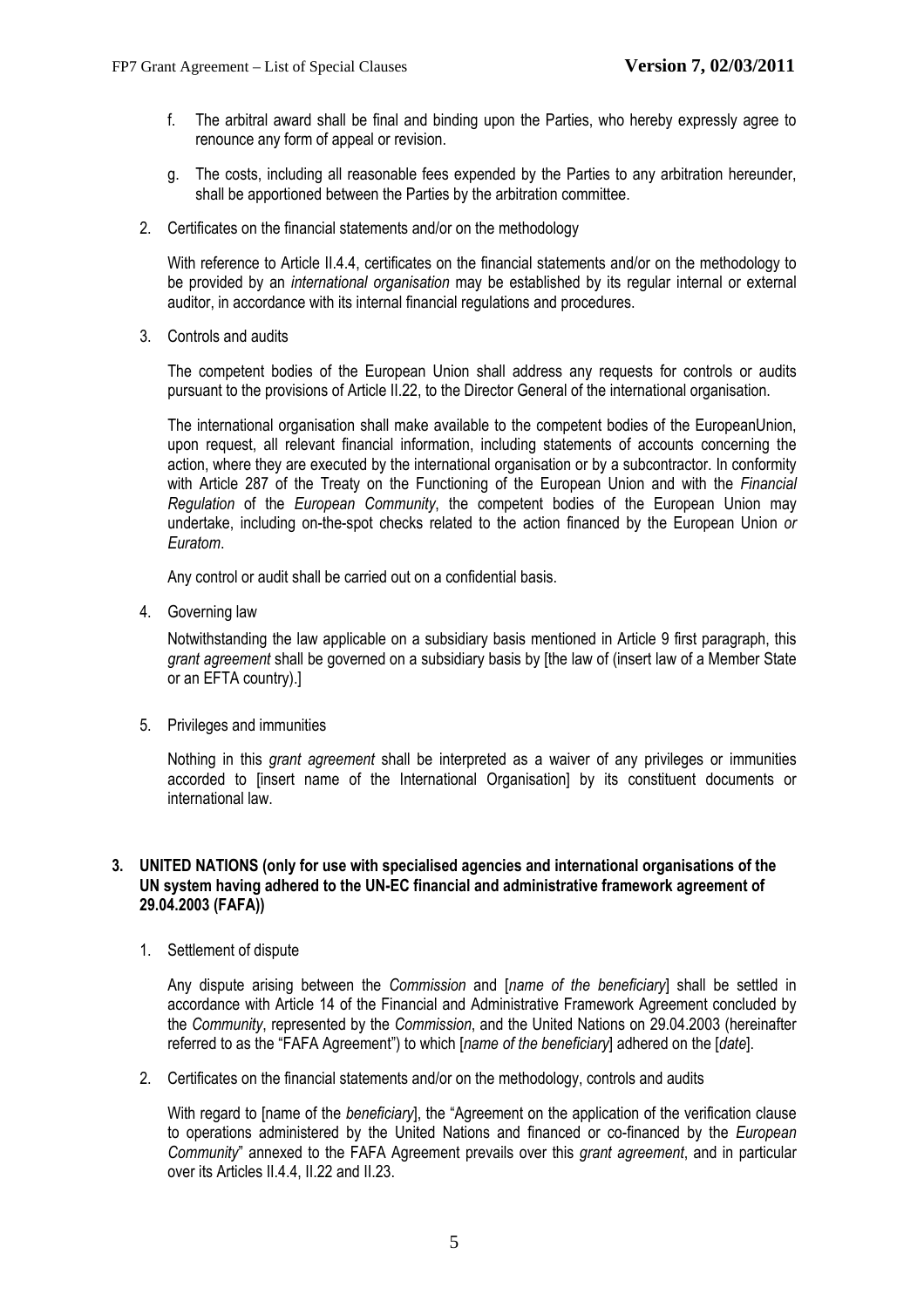f. The arbitral award shall be final and binding upon the Parties, who hereby expressly agree to renounce any form of appeal or revision.

g. The costs, including all reasonable fees expended by the Parties to any arbitration hereunder, shall be apportioned between the Parties by the arbitration committee.

2. Certificates on the financial statements and/or on the methodology

With reference to Article II.4.4, certificates on the financial statements and/or on the methodology to be provided by an *international organisation* may be established by its regular internal or external auditor, in accordance with its internal financial regulations and procedures.

3. Controls and audits

The competent bodies of the European Union shall address any requests for controls or audits pursuant to the provisions of Article II.22, to the Director General of the international organisation.

The international organisation shall make available to the competent bodies of the EuropeanUnion, upon request, all relevant financial information, including statements of accounts concerning the action, where they are executed by the international organisation or by a subcontractor. In conformity with Article 287 of the Treaty on the Functioning of the European Union and with the *Financial Regulation* of the *European Community*, the competent bodies of the European Union may undertake, including on-the-spot checks related to the action financed by the European Union *or Euratom*.

Any control or audit shall be carried out on a confidential basis.

4. Governing law

Notwithstanding the law applicable on a subsidiary basis mentioned in Article 9 first paragraph, this *grant agreement* shall be governed on a subsidiary basis by [the law of (insert law of a Member State or an EFTA country).]

5. Privileges and immunities

Nothing in this *grant agreement* shall be interpreted as a waiver of any privileges or immunities accorded to [insert name of the International Organisation] by its constituent documents or international law.

### 3. UNITED NATIONS (only for use with specialised agencies and international organisations of the UN system having adhered to the UN-EC financial and administrative framework agreement of 29.04.2003 (FAFA))

1. Settlement of dispute

Any dispute arising between the *Commission* and [*name of the beneficiary*] shall be settled in accordance with Article 14 of the Financial and Administrative Framework Agreement concluded by the *Community*, represented by the *Commission*, and the United Nations on 29.04.2003 (hereinafter referred to as the "FAFA Agreement") to which [*name of the beneficiary*] adhered on the [*date*].

2. Certificates on the financial statements and/or on the methodology, controls and audits

With regard to [name of the *beneficiary*], the "Agreement on the application of the verification clause to operations administered by the United Nations and financed or co-financed by the *European Community*" annexed to the FAFA Agreement prevails over this *grant agreement*, and in particular over its Articles II.4.4, II.22 and II.23.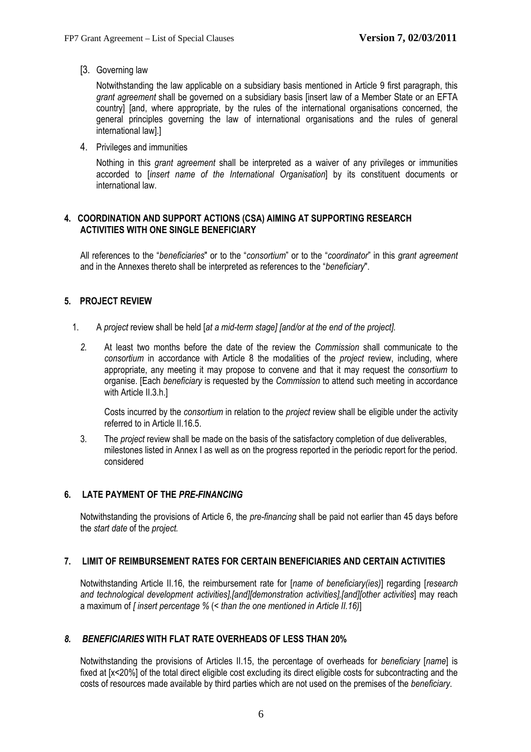[3. Governing law

Notwithstanding the law applicable on a subsidiary basis mentioned in Article 9 first paragraph, this *grant agreement* shall be governed on a subsidiary basis [insert law of a Member State or an EFTA country] [and, where appropriate, by the rules of the international organisations concerned, the general principles governing the law of international organisations and the rules of general international law].]

4. Privileges and immunities

Nothing in this *grant agreement* shall be interpreted as a waiver of any privileges or immunities accorded to [*insert name of the International Organisation*] by its constituent documents or international law.

## 4. COORDINATION AND SUPPORT ACTIONS (CSA) AIMING AT SUPPORTING RESEARCH ACTIVITIES WITH ONE SINGLE BENEFICIARY

All references to the "*beneficiaries*" or to the "*consortium*" or to the "*coordinator*" in this *grant agreement* and in the Annexes thereto shall be interpreted as references to the "*beneficiary*".

## 5. PROJECT REVIEW

1. A *project* review shall be held [*at a mid-term stage] [and/or at the end of the project].*

2. At least two months before the date of the review the *Commission* shall communicate to the *consortium* in accordance with Article 8 the modalities of the *project* review, including, where appropriate, any meeting it may propose to convene and that it may request the *consortium* to organise. [Each *beneficiary* is requested by the *Commission* to attend such meeting in accordance with Article II.3.h.]

   Costs incurred by the *consortium* in relation to the *project* review shall be eligible under the activity referred to in Article II.16.5.

3. The *project* review shall be made on the basis of the satisfactory completion of due deliverables, milestones listed in Annex I as well as on the progress reported in the periodic report for the period. considered

## 6. LATE PAYMENT OF THE *PRE-FINANCING*

Notwithstanding the provisions of Article 6, the *pre-financing* shall be paid not earlier than 45 days before the *start date* of the *project.*

## 7. LIMIT OF REIMBURSEMENT RATES FOR CERTAIN BENEFICIARIES AND CERTAIN ACTIVITIES

Notwithstanding Article II.16, the reimbursement rate for [*name of beneficiary(ies)*] regarding [*research and technological development activities],[and][demonstration activities],[and][other activities*] may reach a maximum of *[ insert percentage %* (< *than the one mentioned in Article II.16)*]

## *8. BENEFICIARIES* WITH FLAT RATE OVERHEADS OF LESS THAN 20%

Notwithstanding the provisions of Articles II.15, the percentage of overheads for *beneficiary* [*name*] is fixed at [x<20%] of the total direct eligible cost excluding its direct eligible costs for subcontracting and the costs of resources made available by third parties which are not used on the premises of the *beneficiary*.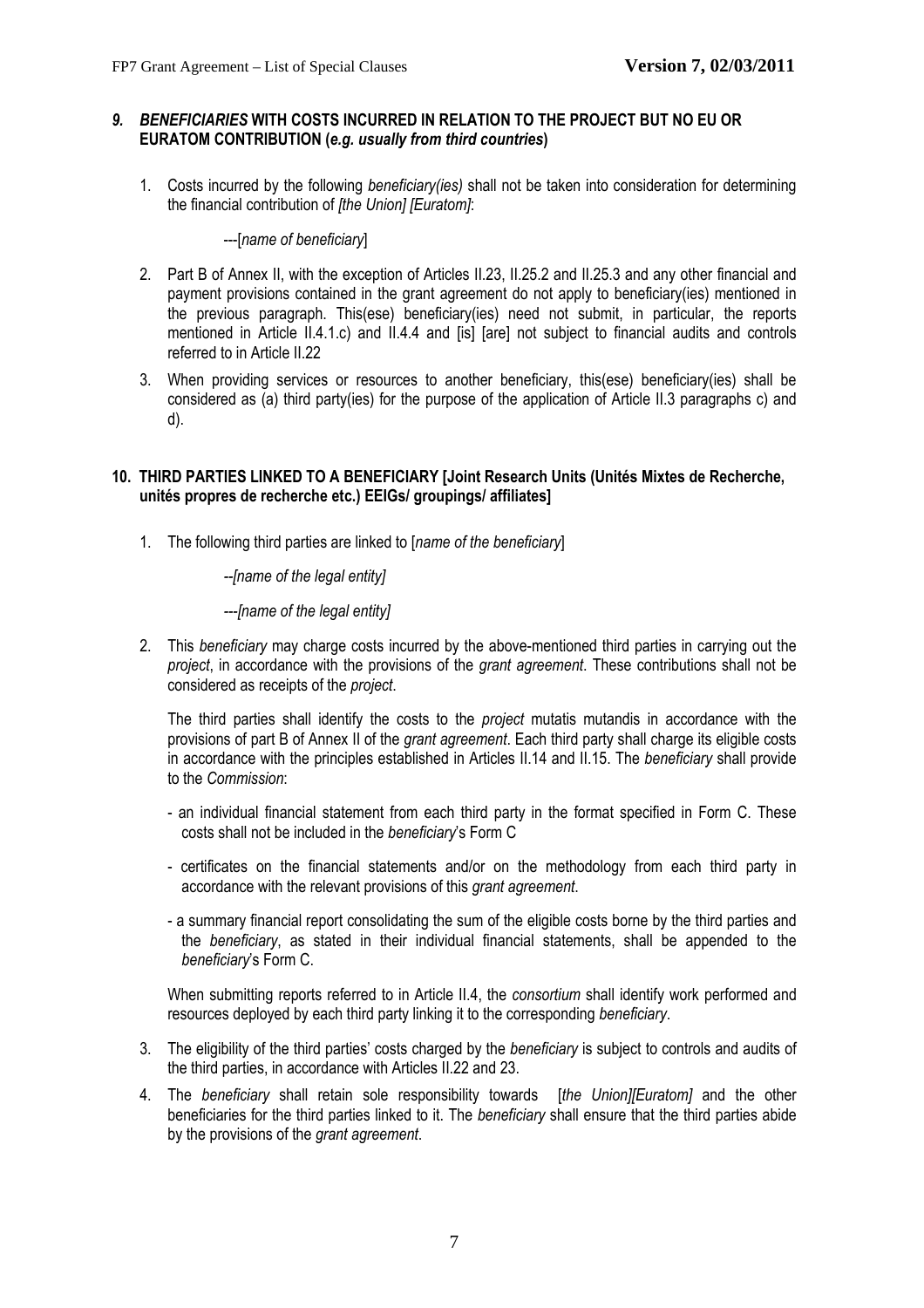## *9. BENEFICIARIES* WITH COSTS INCURRED IN RELATION TO THE PROJECT BUT NO EU OR EURATOM CONTRIBUTION (*e.g. usually from third countries*)

1. Costs incurred by the following *beneficiary(ies)* shall not be taken into consideration for determining the financial contribution of *[the Union] [Euratom]*:

   ---[*name of beneficiary*]

2. Part B of Annex II, with the exception of Articles II.23, II.25.2 and II.25.3 and any other financial and payment provisions contained in the grant agreement do not apply to beneficiary(ies) mentioned in the previous paragraph. This(ese) beneficiary(ies) need not submit, in particular, the reports mentioned in Article II.4.1.c) and II.4.4 and [is] [are] not subject to financial audits and controls referred to in Article II.22

3. When providing services or resources to another beneficiary, this(ese) beneficiary(ies) shall be considered as (a) third party(ies) for the purpose of the application of Article II.3 paragraphs c) and d).

## 10. THIRD PARTIES LINKED TO A BENEFICIARY [Joint Research Units (Unités Mixtes de Recherche, unités propres de recherche etc.) EEIGs/ groupings/ affiliates]

1. The following third parties are linked to [*name of the beneficiary*]

   --*[name of the legal entity]*

   ---*[name of the legal entity]*

2. This *beneficiary* may charge costs incurred by the above-mentioned third parties in carrying out the *project*, in accordance with the provisions of the *grant agreement*. These contributions shall not be considered as receipts of the *project*.

   The third parties shall identify the costs to the *project* mutatis mutandis in accordance with the provisions of part B of Annex II of the *grant agreement*. Each third party shall charge its eligible costs in accordance with the principles established in Articles II.14 and II.15. The *beneficiary* shall provide to the *Commission*:

   - an individual financial statement from each third party in the format specified in Form C. These costs shall not be included in the *beneficiary*'s Form C
   - certificates on the financial statements and/or on the methodology from each third party in accordance with the relevant provisions of this *grant agreement*.
   - a summary financial report consolidating the sum of the eligible costs borne by the third parties and the *beneficiary*, as stated in their individual financial statements, shall be appended to the *beneficiary*'s Form C.

   When submitting reports referred to in Article II.4, the *consortium* shall identify work performed and resources deployed by each third party linking it to the corresponding *beneficiary*.

3. The eligibility of the third parties' costs charged by the *beneficiary* is subject to controls and audits of the third parties, in accordance with Articles II.22 and 23.

4. The *beneficiary* shall retain sole responsibility towards [*the Union][Euratom]* and the other beneficiaries for the third parties linked to it. The *beneficiary* shall ensure that the third parties abide by the provisions of the *grant agreement*.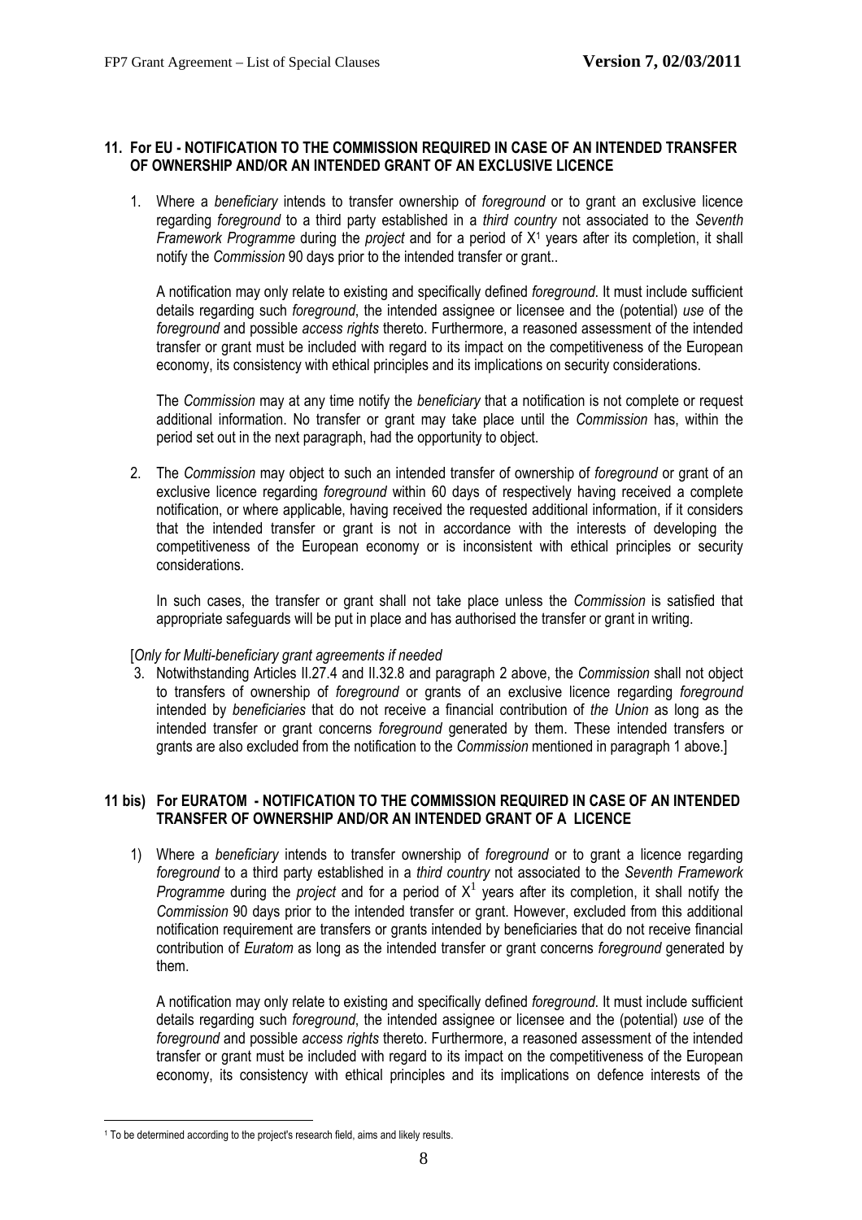### 11. For EU - NOTIFICATION TO THE COMMISSION REQUIRED IN CASE OF AN INTENDED TRANSFER OF OWNERSHIP AND/OR AN INTENDED GRANT OF AN EXCLUSIVE LICENCE

1. Where a *beneficiary* intends to transfer ownership of *foreground* or to grant an exclusive licence regarding *foreground* to a third party established in a *third country* not associated to the *Seventh Framework Programme* during the *project* and for a period of X[1] years after its completion, it shall notify the *Commission* 90 days prior to the intended transfer or grant..

   A notification may only relate to existing and specifically defined *foreground*. It must include sufficient details regarding such *foreground*, the intended assignee or licensee and the (potential) *use* of the *foreground* and possible *access rights* thereto. Furthermore, a reasoned assessment of the intended transfer or grant must be included with regard to its impact on the competitiveness of the European economy, its consistency with ethical principles and its implications on security considerations.

   The *Commission* may at any time notify the *beneficiary* that a notification is not complete or request additional information. No transfer or grant may take place until the *Commission* has, within the period set out in the next paragraph, had the opportunity to object.

2. The *Commission* may object to such an intended transfer of ownership of *foreground* or grant of an exclusive licence regarding *foreground* within 60 days of respectively having received a complete notification, or where applicable, having received the requested additional information, if it considers that the intended transfer or grant is not in accordance with the interests of developing the competitiveness of the European economy or is inconsistent with ethical principles or security considerations.

   In such cases, the transfer or grant shall not take place unless the *Commission* is satisfied that appropriate safeguards will be put in place and has authorised the transfer or grant in writing.

[*Only for Multi-beneficiary grant agreements if needed*

3. Notwithstanding Articles II.27.4 and II.32.8 and paragraph 2 above, the *Commission* shall not object to transfers of ownership of *foreground* or grants of an exclusive licence regarding *foreground* intended by *beneficiaries* that do not receive a financial contribution of *the Union* as long as the intended transfer or grant concerns *foreground* generated by them. These intended transfers or grants are also excluded from the notification to the *Commission* mentioned in paragraph 1 above.]

### 11 bis) For EURATOM - NOTIFICATION TO THE COMMISSION REQUIRED IN CASE OF AN INTENDED TRANSFER OF OWNERSHIP AND/OR AN INTENDED GRANT OF A LICENCE

1) Where a *beneficiary* intends to transfer ownership of *foreground* or to grant a licence regarding *foreground* to a third party established in a *third country* not associated to the *Seventh Framework Programme* during the *project* and for a period of X[1] years after its completion, it shall notify the *Commission* 90 days prior to the intended transfer or grant. However, excluded from this additional notification requirement are transfers or grants intended by beneficiaries that do not receive financial contribution of *Euratom* as long as the intended transfer or grant concerns *foreground* generated by them.

   A notification may only relate to existing and specifically defined *foreground*. It must include sufficient details regarding such *foreground*, the intended assignee or licensee and the (potential) *use* of the *foreground* and possible *access rights* thereto. Furthermore, a reasoned assessment of the intended transfer or grant must be included with regard to its impact on the competitiveness of the European economy, its consistency with ethical principles and its implications on defence interests of the

---

[1] To be determined according to the project's research field, aims and likely results.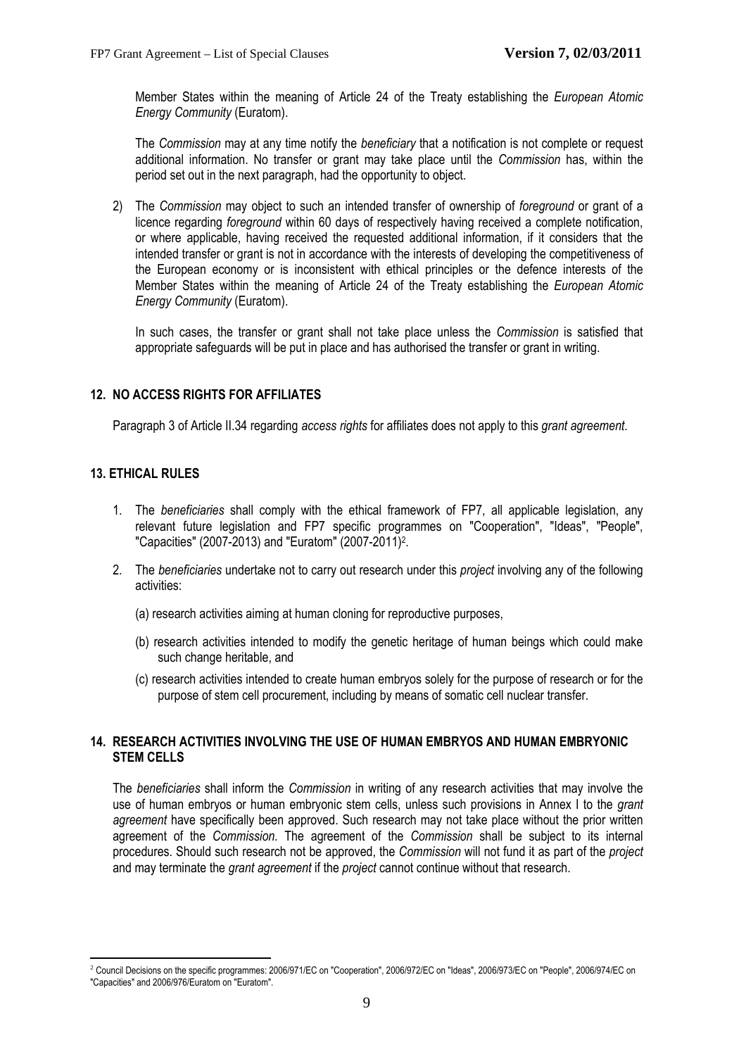Member States within the meaning of Article 24 of the Treaty establishing the *European Atomic Energy Community* (Euratom).

The *Commission* may at any time notify the *beneficiary* that a notification is not complete or request additional information. No transfer or grant may take place until the *Commission* has, within the period set out in the next paragraph, had the opportunity to object.

2) The *Commission* may object to such an intended transfer of ownership of *foreground* or grant of a licence regarding *foreground* within 60 days of respectively having received a complete notification, or where applicable, having received the requested additional information, if it considers that the intended transfer or grant is not in accordance with the interests of developing the competitiveness of the European economy or is inconsistent with ethical principles or the defence interests of the Member States within the meaning of Article 24 of the Treaty establishing the *European Atomic Energy Community* (Euratom).

   In such cases, the transfer or grant shall not take place unless the *Commission* is satisfied that appropriate safeguards will be put in place and has authorised the transfer or grant in writing.

### 12. NO ACCESS RIGHTS FOR AFFILIATES

Paragraph 3 of Article II.34 regarding *access rights* for affiliates does not apply to this *grant agreement*.

### 13. ETHICAL RULES

1. The *beneficiaries* shall comply with the ethical framework of FP7, all applicable legislation, any relevant future legislation and FP7 specific programmes on "Cooperation", "Ideas", "People", "Capacities" (2007-2013) and "Euratom" (2007-2011)[2].
2. The *beneficiaries* undertake not to carry out research under this *project* involving any of the following activities:

   (a) research activities aiming at human cloning for reproductive purposes,

   (b) research activities intended to modify the genetic heritage of human beings which could make such change heritable, and

   (c) research activities intended to create human embryos solely for the purpose of research or for the purpose of stem cell procurement, including by means of somatic cell nuclear transfer.

### 14. RESEARCH ACTIVITIES INVOLVING THE USE OF HUMAN EMBRYOS AND HUMAN EMBRYONIC STEM CELLS

The *beneficiaries* shall inform the *Commission* in writing of any research activities that may involve the use of human embryos or human embryonic stem cells, unless such provisions in Annex I to the *grant agreement* have specifically been approved. Such research may not take place without the prior written agreement of the *Commission*. The agreement of the *Commission* shall be subject to its internal procedures. Should such research not be approved, the *Commission* will not fund it as part of the *project* and may terminate the *grant agreement* if the *project* cannot continue without that research.

[2] Council Decisions on the specific programmes: 2006/971/EC on "Cooperation", 2006/972/EC on "Ideas", 2006/973/EC on "People", 2006/974/EC on "Capacities" and 2006/976/Euratom on "Euratom".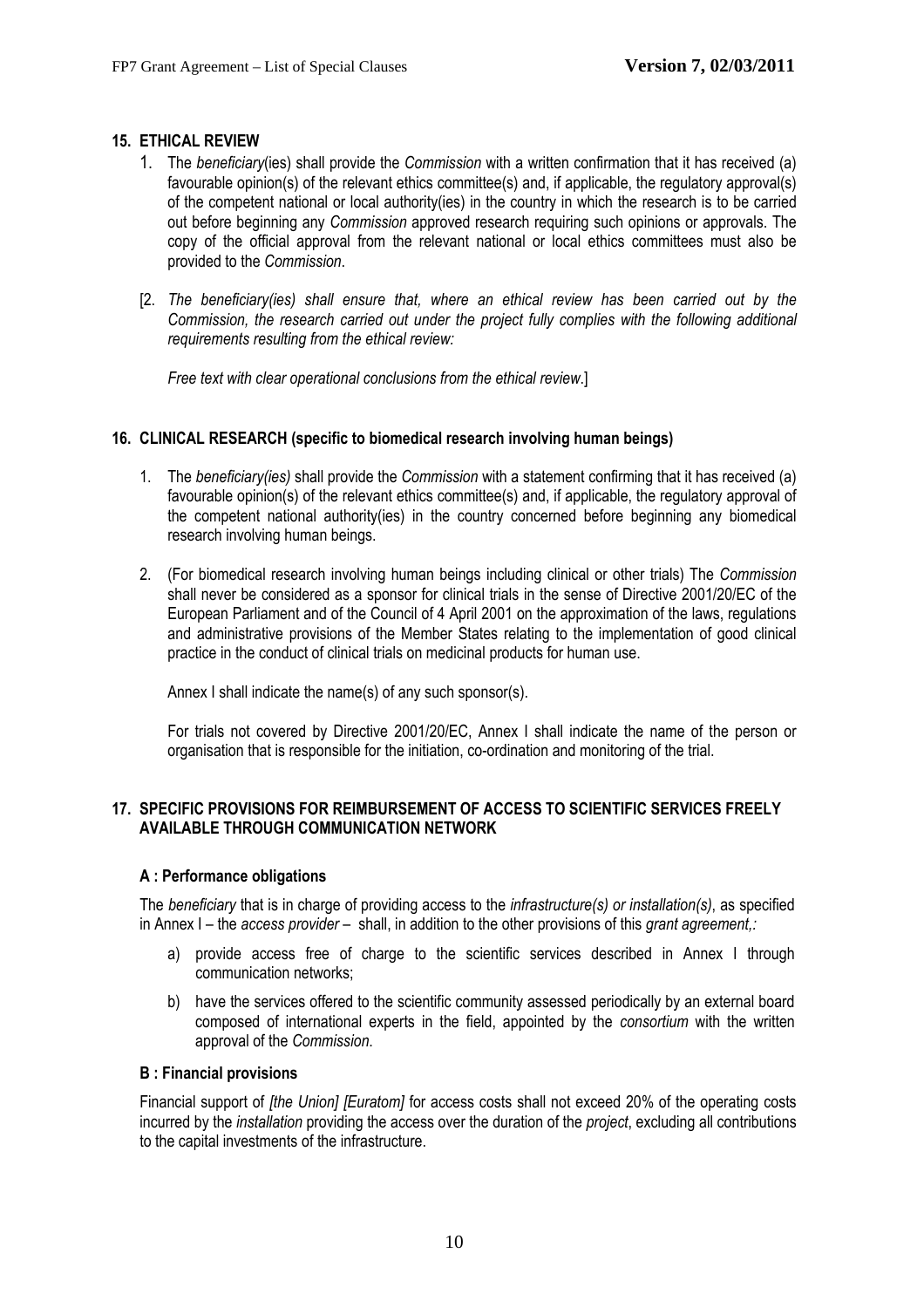## 15. ETHICAL REVIEW

1. The *beneficiary*(ies) shall provide the *Commission* with a written confirmation that it has received (a) favourable opinion(s) of the relevant ethics committee(s) and, if applicable, the regulatory approval(s) of the competent national or local authority(ies) in the country in which the research is to be carried out before beginning any *Commission* approved research requiring such opinions or approvals. The copy of the official approval from the relevant national or local ethics committees must also be provided to the *Commission*.

[2. *The beneficiary(ies) shall ensure that, where an ethical review has been carried out by the Commission, the research carried out under the project fully complies with the following additional requirements resulting from the ethical review:*

*Free text with clear operational conclusions from the ethical review*.]

## 16. CLINICAL RESEARCH (specific to biomedical research involving human beings)

1. The *beneficiary(ies)* shall provide the *Commission* with a statement confirming that it has received (a) favourable opinion(s) of the relevant ethics committee(s) and, if applicable, the regulatory approval of the competent national authority(ies) in the country concerned before beginning any biomedical research involving human beings.

2. (For biomedical research involving human beings including clinical or other trials) The *Commission* shall never be considered as a sponsor for clinical trials in the sense of Directive 2001/20/EC of the European Parliament and of the Council of 4 April 2001 on the approximation of the laws, regulations and administrative provisions of the Member States relating to the implementation of good clinical practice in the conduct of clinical trials on medicinal products for human use.

   Annex I shall indicate the name(s) of any such sponsor(s).

   For trials not covered by Directive 2001/20/EC, Annex I shall indicate the name of the person or organisation that is responsible for the initiation, co-ordination and monitoring of the trial.

## 17. SPECIFIC PROVISIONS FOR REIMBURSEMENT OF ACCESS TO SCIENTIFIC SERVICES FREELY AVAILABLE THROUGH COMMUNICATION NETWORK

### A : Performance obligations

The *beneficiary* that is in charge of providing access to the *infrastructure(s) or installation(s)*, as specified in Annex I – the *access provider* – shall, in addition to the other provisions of this *grant agreement,:*

a) provide access free of charge to the scientific services described in Annex I through communication networks;

b) have the services offered to the scientific community assessed periodically by an external board composed of international experts in the field, appointed by the *consortium* with the written approval of the *Commission*.

### B : Financial provisions

Financial support of *[the Union] [Euratom]* for access costs shall not exceed 20% of the operating costs incurred by the *installation* providing the access over the duration of the *project*, excluding all contributions to the capital investments of the infrastructure.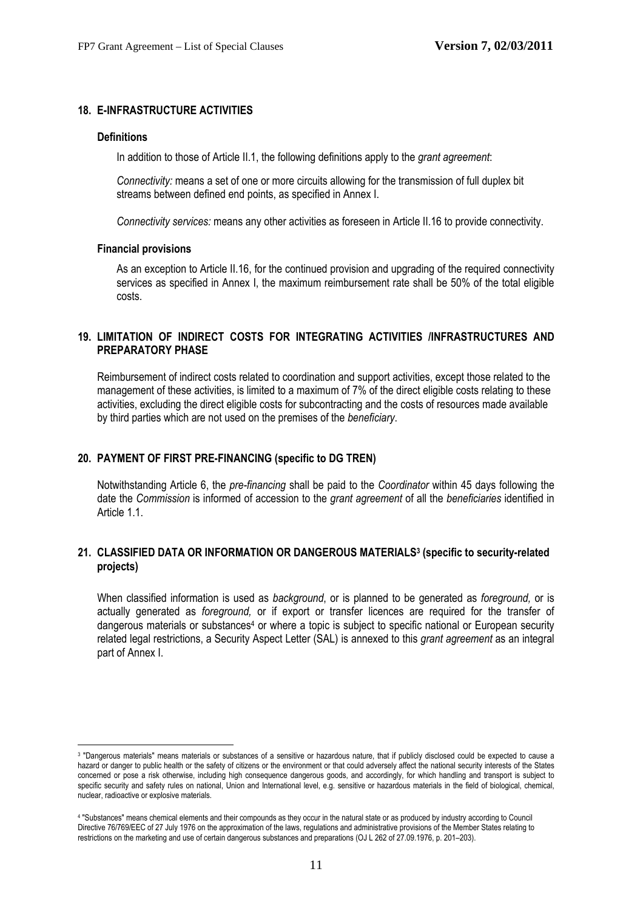## 18. E-INFRASTRUCTURE ACTIVITIES

### Definitions

In addition to those of Article II.1, the following definitions apply to the *grant agreement*:

*Connectivity:* means a set of one or more circuits allowing for the transmission of full duplex bit streams between defined end points, as specified in Annex I.

*Connectivity services:* means any other activities as foreseen in Article II.16 to provide connectivity.

### Financial provisions

As an exception to Article II.16, for the continued provision and upgrading of the required connectivity services as specified in Annex I, the maximum reimbursement rate shall be 50% of the total eligible costs.

## 19. LIMITATION OF INDIRECT COSTS FOR INTEGRATING ACTIVITIES /INFRASTRUCTURES AND PREPARATORY PHASE

Reimbursement of indirect costs related to coordination and support activities, except those related to the management of these activities, is limited to a maximum of 7% of the direct eligible costs relating to these activities, excluding the direct eligible costs for subcontracting and the costs of resources made available by third parties which are not used on the premises of the *beneficiary*.

## 20. PAYMENT OF FIRST PRE-FINANCING (specific to DG TREN)

Notwithstanding Article 6, the *pre-financing* shall be paid to the *Coordinator* within 45 days following the date the *Commission* is informed of accession to the *grant agreement* of all the *beneficiaries* identified in Article 1.1.

## 21. CLASSIFIED DATA OR INFORMATION OR DANGEROUS MATERIALS[3] (specific to security-related projects)

When classified information is used as *background*, or is planned to be generated as *foreground,* or is actually generated as *foreground,* or if export or transfer licences are required for the transfer of dangerous materials or substances[4] or where a topic is subject to specific national or European security related legal restrictions, a Security Aspect Letter (SAL) is annexed to this *grant agreement* as an integral part of Annex I.

---

[3] "Dangerous materials" means materials or substances of a sensitive or hazardous nature, that if publicly disclosed could be expected to cause a hazard or danger to public health or the safety of citizens or the environment or that could adversely affect the national security interests of the States concerned or pose a risk otherwise, including high consequence dangerous goods, and accordingly, for which handling and transport is subject to specific security and safety rules on national, Union and International level, e.g. sensitive or hazardous materials in the field of biological, chemical, nuclear, radioactive or explosive materials.

[4] "Substances" means chemical elements and their compounds as they occur in the natural state or as produced by industry according to Council Directive 76/769/EEC of 27 July 1976 on the approximation of the laws, regulations and administrative provisions of the Member States relating to restrictions on the marketing and use of certain dangerous substances and preparations (OJ L 262 of 27.09.1976, p. 201–203).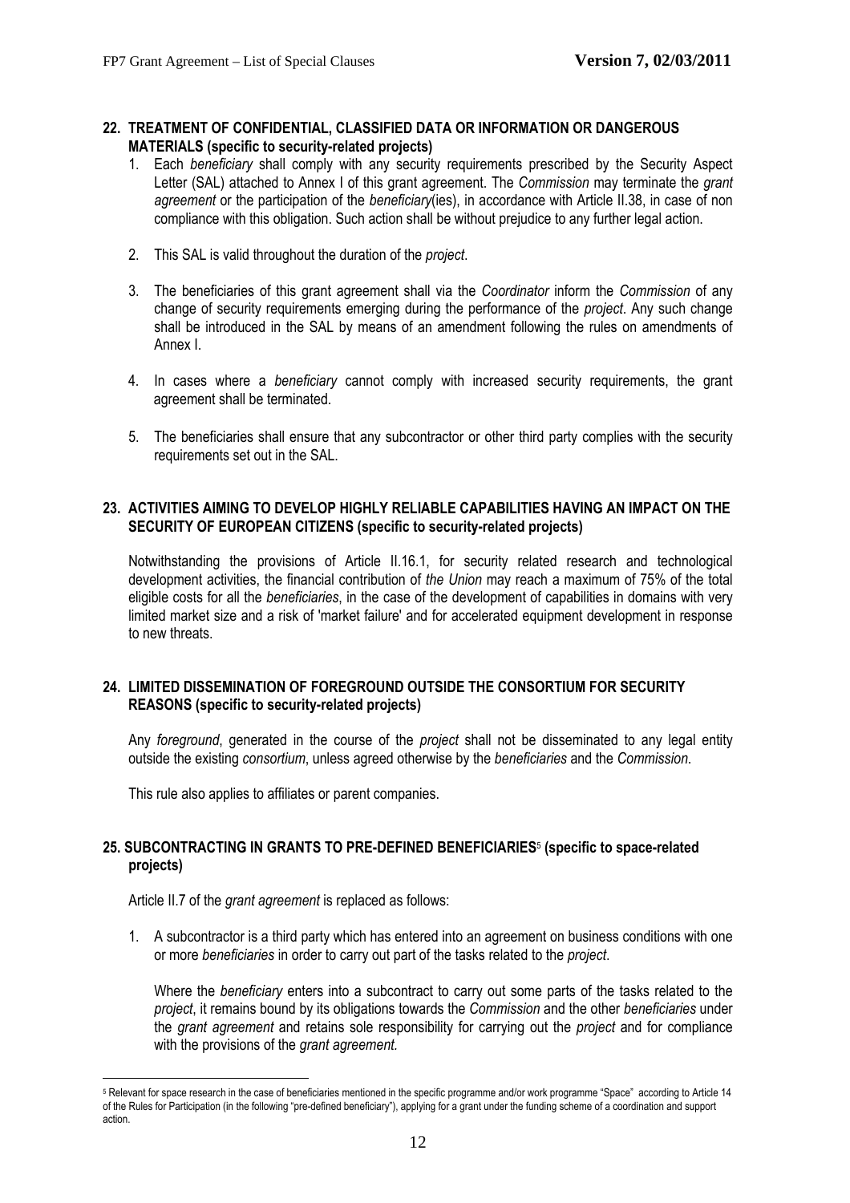## 22. TREATMENT OF CONFIDENTIAL, CLASSIFIED DATA OR INFORMATION OR DANGEROUS MATERIALS (specific to security-related projects)

1. Each *beneficiary* shall comply with any security requirements prescribed by the Security Aspect Letter (SAL) attached to Annex I of this grant agreement. The *Commission* may terminate the *grant agreement* or the participation of the *beneficiary*(ies), in accordance with Article II.38, in case of non compliance with this obligation. Such action shall be without prejudice to any further legal action.

2. This SAL is valid throughout the duration of the *project*.

3. The beneficiaries of this grant agreement shall via the *Coordinator* inform the *Commission* of any change of security requirements emerging during the performance of the *project*. Any such change shall be introduced in the SAL by means of an amendment following the rules on amendments of Annex I.

4. In cases where a *beneficiary* cannot comply with increased security requirements, the grant agreement shall be terminated.

5. The beneficiaries shall ensure that any subcontractor or other third party complies with the security requirements set out in the SAL.

## 23. ACTIVITIES AIMING TO DEVELOP HIGHLY RELIABLE CAPABILITIES HAVING AN IMPACT ON THE SECURITY OF EUROPEAN CITIZENS (specific to security-related projects)

Notwithstanding the provisions of Article II.16.1, for security related research and technological development activities, the financial contribution of *the Union* may reach a maximum of 75% of the total eligible costs for all the *beneficiaries*, in the case of the development of capabilities in domains with very limited market size and a risk of 'market failure' and for accelerated equipment development in response to new threats.

## 24. LIMITED DISSEMINATION OF FOREGROUND OUTSIDE THE CONSORTIUM FOR SECURITY REASONS (specific to security-related projects)

Any *foreground*, generated in the course of the *project* shall not be disseminated to any legal entity outside the existing *consortium*, unless agreed otherwise by the *beneficiaries* and the *Commission*.

This rule also applies to affiliates or parent companies.

## 25. SUBCONTRACTING IN GRANTS TO PRE-DEFINED BENEFICIARIES[5] (specific to space-related projects)

Article II.7 of the *grant agreement* is replaced as follows:

1. A subcontractor is a third party which has entered into an agreement on business conditions with one or more *beneficiaries* in order to carry out part of the tasks related to the *project*.

   Where the *beneficiary* enters into a subcontract to carry out some parts of the tasks related to the *project*, it remains bound by its obligations towards the *Commission* and the other *beneficiaries* under the *grant agreement* and retains sole responsibility for carrying out the *project* and for compliance with the provisions of the *grant agreement.*

[5] Relevant for space research in the case of beneficiaries mentioned in the specific programme and/or work programme "Space" according to Article 14 of the Rules for Participation (in the following "pre-defined beneficiary"), applying for a grant under the funding scheme of a coordination and support action.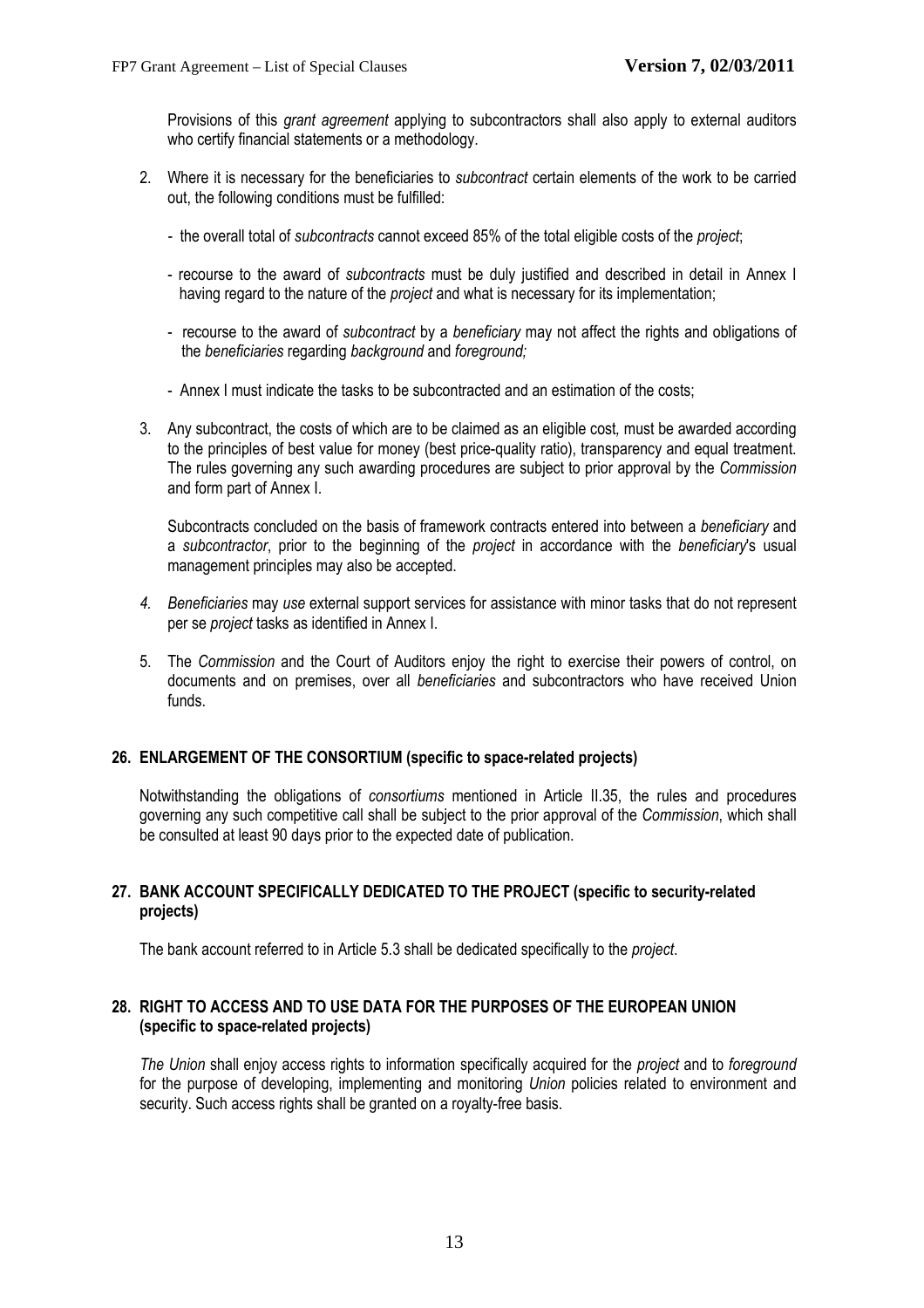Provisions of this *grant agreement* applying to subcontractors shall also apply to external auditors who certify financial statements or a methodology.

2. Where it is necessary for the beneficiaries to *subcontract* certain elements of the work to be carried out, the following conditions must be fulfilled:

   - the overall total of *subcontracts* cannot exceed 85% of the total eligible costs of the *project*;

   - recourse to the award of *subcontracts* must be duly justified and described in detail in Annex I having regard to the nature of the *project* and what is necessary for its implementation;

   - recourse to the award of *subcontract* by a *beneficiary* may not affect the rights and obligations of the *beneficiaries* regarding *background* and *foreground;*

   - Annex I must indicate the tasks to be subcontracted and an estimation of the costs;

3. Any subcontract, the costs of which are to be claimed as an eligible cost, must be awarded according to the principles of best value for money (best price-quality ratio), transparency and equal treatment. The rules governing any such awarding procedures are subject to prior approval by the *Commission* and form part of Annex I.

   Subcontracts concluded on the basis of framework contracts entered into between a *beneficiary* and a *subcontractor*, prior to the beginning of the *project* in accordance with the *beneficiary*'s usual management principles may also be accepted.

4. *Beneficiaries* may *use* external support services for assistance with minor tasks that do not represent per se *project* tasks as identified in Annex I.

5. The *Commission* and the Court of Auditors enjoy the right to exercise their powers of control, on documents and on premises, over all *beneficiaries* and subcontractors who have received Union funds.

## 26. ENLARGEMENT OF THE CONSORTIUM (specific to space-related projects)

Notwithstanding the obligations of *consortiums* mentioned in Article II.35, the rules and procedures governing any such competitive call shall be subject to the prior approval of the *Commission*, which shall be consulted at least 90 days prior to the expected date of publication.

## 27. BANK ACCOUNT SPECIFICALLY DEDICATED TO THE PROJECT (specific to security-related projects)

The bank account referred to in Article 5.3 shall be dedicated specifically to the *project*.

## 28. RIGHT TO ACCESS AND TO USE DATA FOR THE PURPOSES OF THE EUROPEAN UNION (specific to space-related projects)

*The Union* shall enjoy access rights to information specifically acquired for the *project* and to *foreground* for the purpose of developing, implementing and monitoring *Union* policies related to environment and security. Such access rights shall be granted on a royalty-free basis.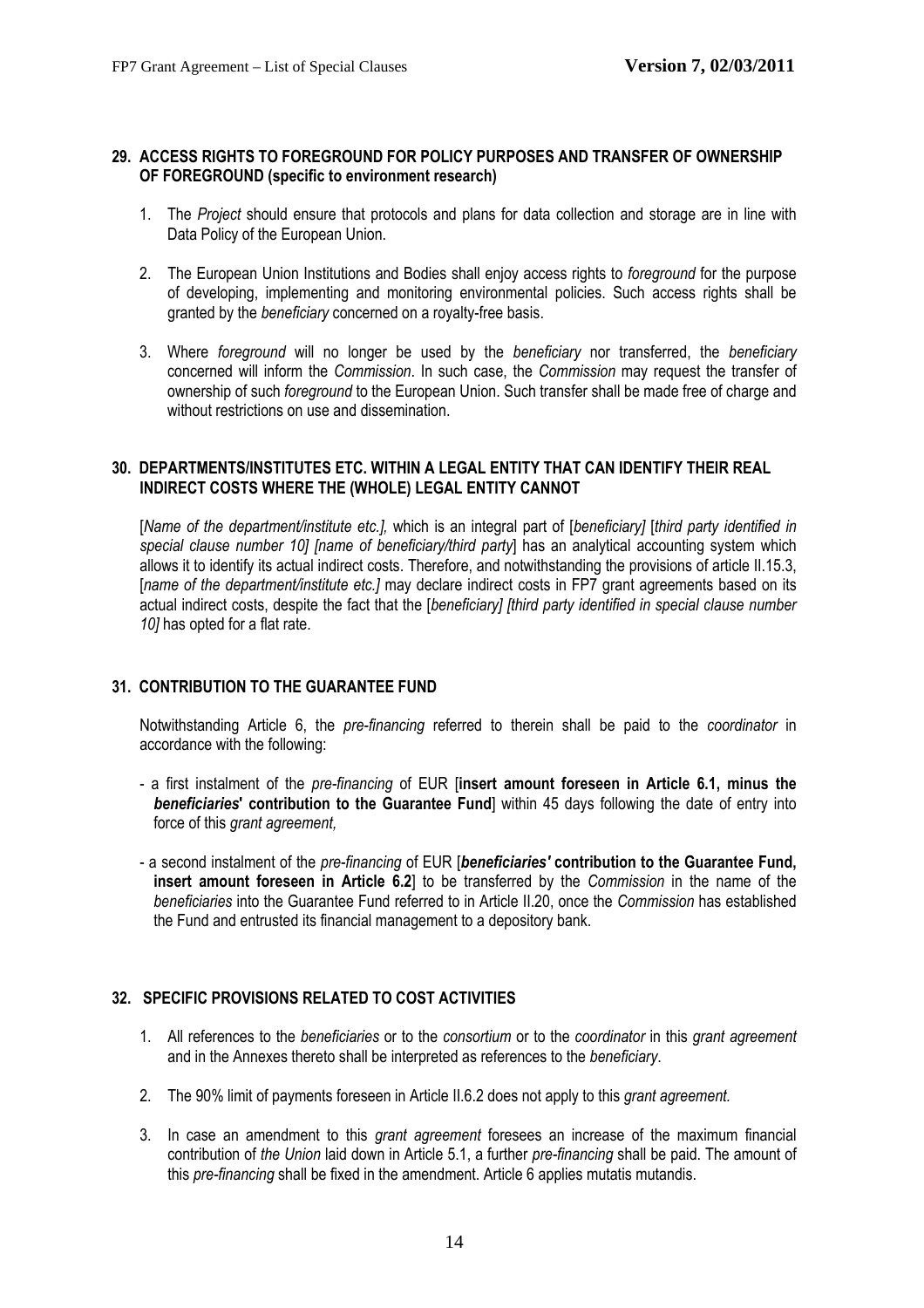## 29. ACCESS RIGHTS TO FOREGROUND FOR POLICY PURPOSES AND TRANSFER OF OWNERSHIP OF FOREGROUND (specific to environment research)

1. The *Project* should ensure that protocols and plans for data collection and storage are in line with Data Policy of the European Union.
2. The European Union Institutions and Bodies shall enjoy access rights to *foreground* for the purpose of developing, implementing and monitoring environmental policies. Such access rights shall be granted by the *beneficiary* concerned on a royalty-free basis.
3. Where *foreground* will no longer be used by the *beneficiary* nor transferred, the *beneficiary* concerned will inform the *Commission*. In such case, the *Commission* may request the transfer of ownership of such *foreground* to the European Union. Such transfer shall be made free of charge and without restrictions on use and dissemination.

## 30. DEPARTMENTS/INSTITUTES ETC. WITHIN A LEGAL ENTITY THAT CAN IDENTIFY THEIR REAL INDIRECT COSTS WHERE THE (WHOLE) LEGAL ENTITY CANNOT

[*Name of the department/institute etc.],* which is an integral part of [*beneficiary]* [*third party identified in special clause number 10] [name of beneficiary/third party*] has an analytical accounting system which allows it to identify its actual indirect costs. Therefore, and notwithstanding the provisions of article II.15.3, [*name of the department/institute etc.]* may declare indirect costs in FP7 grant agreements based on its actual indirect costs, despite the fact that the [*beneficiary] [third party identified in special clause number 10]* has opted for a flat rate.

## 31. CONTRIBUTION TO THE GUARANTEE FUND

Notwithstanding Article 6, the *pre-financing* referred to therein shall be paid to the *coordinator* in accordance with the following:

- a first instalment of the *pre-financing* of EUR [**insert amount foreseen in Article 6.1, minus the *beneficiaries*' contribution to the Guarantee Fund**] within 45 days following the date of entry into force of this *grant agreement,*
- a second instalment of the *pre-financing* of EUR [***beneficiaries'* contribution to the Guarantee Fund, insert amount foreseen in Article 6.2**] to be transferred by the *Commission* in the name of the *beneficiaries* into the Guarantee Fund referred to in Article II.20, once the *Commission* has established the Fund and entrusted its financial management to a depository bank.

## 32. SPECIFIC PROVISIONS RELATED TO COST ACTIVITIES

1. All references to the *beneficiaries* or to the *consortium* or to the *coordinator* in this *grant agreement* and in the Annexes thereto shall be interpreted as references to the *beneficiary*.
2. The 90% limit of payments foreseen in Article II.6.2 does not apply to this *grant agreement.*
3. In case an amendment to this *grant agreement* foresees an increase of the maximum financial contribution of *the Union* laid down in Article 5.1, a further *pre-financing* shall be paid. The amount of this *pre-financing* shall be fixed in the amendment. Article 6 applies mutatis mutandis.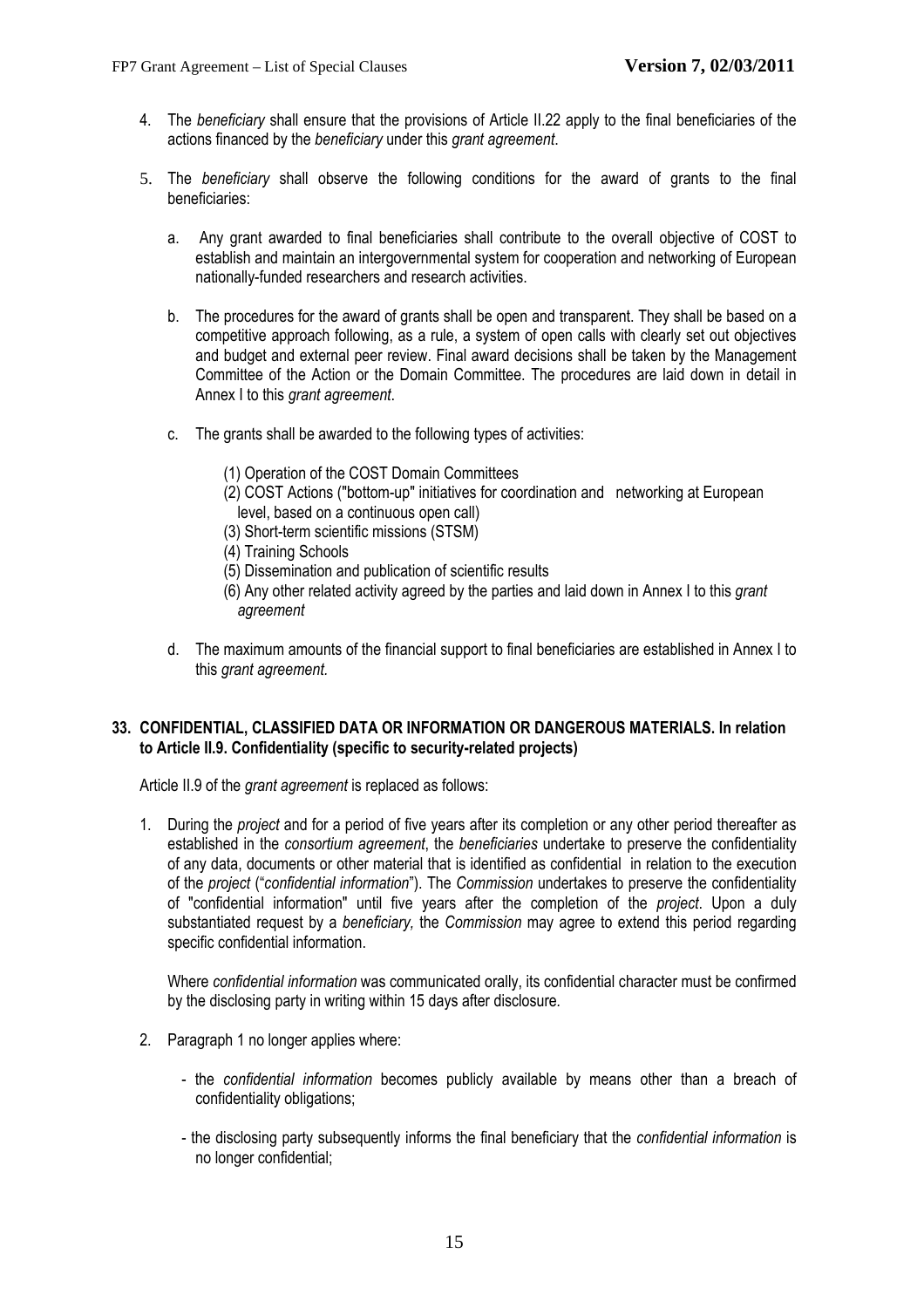4. The *beneficiary* shall ensure that the provisions of Article II.22 apply to the final beneficiaries of the actions financed by the *beneficiary* under this *grant agreement*.

5. The *beneficiary* shall observe the following conditions for the award of grants to the final beneficiaries:

   a. Any grant awarded to final beneficiaries shall contribute to the overall objective of COST to establish and maintain an intergovernmental system for cooperation and networking of European nationally-funded researchers and research activities.

   b. The procedures for the award of grants shall be open and transparent. They shall be based on a competitive approach following, as a rule, a system of open calls with clearly set out objectives and budget and external peer review. Final award decisions shall be taken by the Management Committee of the Action or the Domain Committee. The procedures are laid down in detail in Annex I to this *grant agreement*.

   c. The grants shall be awarded to the following types of activities:

      (1) Operation of the COST Domain Committees
      (2) COST Actions ("bottom-up" initiatives for coordination and networking at European level, based on a continuous open call)
      (3) Short-term scientific missions (STSM)
      (4) Training Schools
      (5) Dissemination and publication of scientific results
      (6) Any other related activity agreed by the parties and laid down in Annex I to this *grant agreement*

   d. The maximum amounts of the financial support to final beneficiaries are established in Annex I to this *grant agreement.*

**33. CONFIDENTIAL, CLASSIFIED DATA OR INFORMATION OR DANGEROUS MATERIALS. In relation to Article II.9. Confidentiality (specific to security-related projects)**

Article II.9 of the *grant agreement* is replaced as follows:

1. During the *project* and for a period of five years after its completion or any other period thereafter as established in the *consortium agreement*, the *beneficiaries* undertake to preserve the confidentiality of any data, documents or other material that is identified as confidential in relation to the execution of the *project* ("*confidential information*"). The *Commission* undertakes to preserve the confidentiality of "confidential information" until five years after the completion of the *project*. Upon a duly substantiated request by a *beneficiary,* the *Commission* may agree to extend this period regarding specific confidential information.

   Where *confidential information* was communicated orally, its confidential character must be confirmed by the disclosing party in writing within 15 days after disclosure.

2. Paragraph 1 no longer applies where:

   - the *confidential information* becomes publicly available by means other than a breach of confidentiality obligations;

   - the disclosing party subsequently informs the final beneficiary that the *confidential information* is no longer confidential;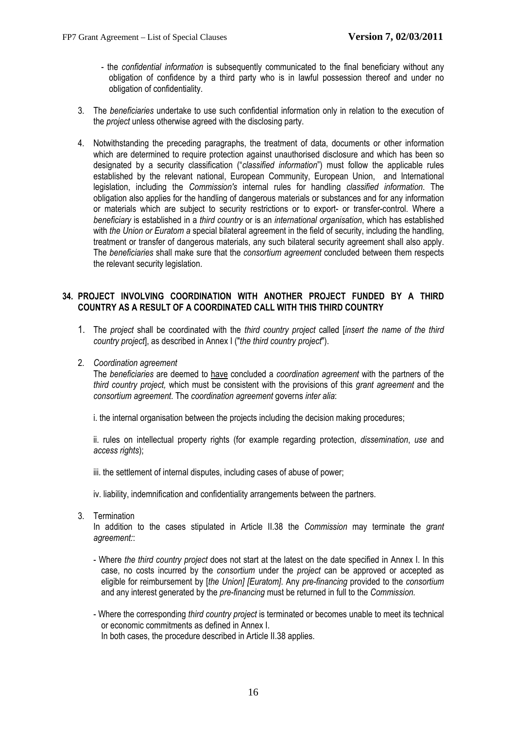- the *confidential information* is subsequently communicated to the final beneficiary without any obligation of confidence by a third party who is in lawful possession thereof and under no obligation of confidentiality.

3. The *beneficiaries* undertake to use such confidential information only in relation to the execution of the *project* unless otherwise agreed with the disclosing party.

4. Notwithstanding the preceding paragraphs, the treatment of data, documents or other information which are determined to require protection against unauthorised disclosure and which has been so designated by a security classification ("*classified information*") must follow the applicable rules established by the relevant national, European Community, European Union, and International legislation, including the *Commission's* internal rules for handling *classified information*. The obligation also applies for the handling of dangerous materials or substances and for any information or materials which are subject to security restrictions or to export- or transfer-control. Where a *beneficiary* is established in a *third country* or is an *international organisation*, which has established with *the Union or Euratom a* special bilateral agreement in the field of security, including the handling, treatment or transfer of dangerous materials, any such bilateral security agreement shall also apply. The *beneficiaries* shall make sure that the *consortium agreement* concluded between them respects the relevant security legislation.

## 34. PROJECT INVOLVING COORDINATION WITH ANOTHER PROJECT FUNDED BY A THIRD COUNTRY AS A RESULT OF A COORDINATED CALL WITH THIS THIRD COUNTRY

1. The *project* shall be coordinated with the *third country project* called [*insert the name of the third country project*], as described in Annex I ("*the third country project*").

2. *Coordination agreement*

   The *beneficiaries* are deemed to have concluded a *coordination agreement* with the partners of the *third country project,* which must be consistent with the provisions of this *grant agreement* and the *consortium agreement*. The *coordination agreement* governs *inter alia*:

   i. the internal organisation between the projects including the decision making procedures;

   ii. rules on intellectual property rights (for example regarding protection, *dissemination*, *use* and *access rights*);

   iii. the settlement of internal disputes, including cases of abuse of power;

   iv. liability, indemnification and confidentiality arrangements between the partners.

3. Termination

   In addition to the cases stipulated in Article II.38 the *Commission* may terminate the *grant agreement*::

   - Where *the third country project* does not start at the latest on the date specified in Annex I. In this case, no costs incurred by the *consortium* under the *project* can be approved or accepted as eligible for reimbursement by [*the Union] [Euratom]*. Any *pre-financing* provided to the *consortium* and any interest generated by the *pre-financing* must be returned in full to the *Commission.*

   - Where the corresponding *third country project* is terminated or becomes unable to meet its technical or economic commitments as defined in Annex I.
     In both cases, the procedure described in Article II.38 applies.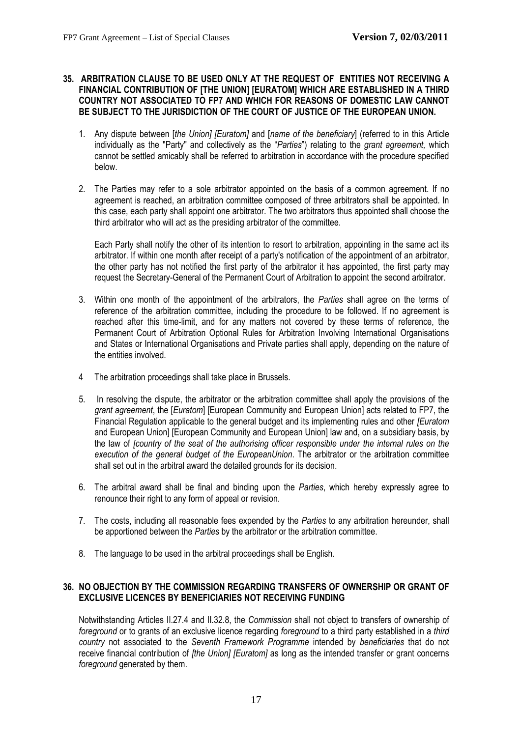**35. ARBITRATION CLAUSE TO BE USED ONLY AT THE REQUEST OF ENTITIES NOT RECEIVING A FINANCIAL CONTRIBUTION OF [THE UNION] [EURATOM] WHICH ARE ESTABLISHED IN A THIRD COUNTRY NOT ASSOCIATED TO FP7 AND WHICH FOR REASONS OF DOMESTIC LAW CANNOT BE SUBJECT TO THE JURISDICTION OF THE COURT OF JUSTICE OF THE EUROPEAN UNION.**

1. Any dispute between [*the Union] [Euratom]* and [*name of the beneficiary*] (referred to in this Article individually as the "Party" and collectively as the "*Parties*") relating to the *grant agreement,* which cannot be settled amicably shall be referred to arbitration in accordance with the procedure specified below.

2. The Parties may refer to a sole arbitrator appointed on the basis of a common agreement. If no agreement is reached, an arbitration committee composed of three arbitrators shall be appointed. In this case, each party shall appoint one arbitrator. The two arbitrators thus appointed shall choose the third arbitrator who will act as the presiding arbitrator of the committee.

   Each Party shall notify the other of its intention to resort to arbitration, appointing in the same act its arbitrator. If within one month after receipt of a party's notification of the appointment of an arbitrator, the other party has not notified the first party of the arbitrator it has appointed, the first party may request the Secretary-General of the Permanent Court of Arbitration to appoint the second arbitrator.

3. Within one month of the appointment of the arbitrators, the *Parties* shall agree on the terms of reference of the arbitration committee, including the procedure to be followed. If no agreement is reached after this time-limit, and for any matters not covered by these terms of reference, the Permanent Court of Arbitration Optional Rules for Arbitration Involving International Organisations and States or International Organisations and Private parties shall apply, depending on the nature of the entities involved.

4 The arbitration proceedings shall take place in Brussels.

5. In resolving the dispute, the arbitrator or the arbitration committee shall apply the provisions of the *grant agreement*, the [*Euratom*] [European Community and European Union] acts related to FP7, the Financial Regulation applicable to the general budget and its implementing rules and other *[Euratom* and European Union] [European Community and European Union] law and, on a subsidiary basis, by the law of *[country of the seat of the authorising officer responsible under the internal rules on the execution of the general budget of the EuropeanUnion*. The arbitrator or the arbitration committee shall set out in the arbitral award the detailed grounds for its decision.

6. The arbitral award shall be final and binding upon the *Parties*, which hereby expressly agree to renounce their right to any form of appeal or revision.

7. The costs, including all reasonable fees expended by the *Parties* to any arbitration hereunder, shall be apportioned between the *Parties* by the arbitrator or the arbitration committee.

8. The language to be used in the arbitral proceedings shall be English.

**36. NO OBJECTION BY THE COMMISSION REGARDING TRANSFERS OF OWNERSHIP OR GRANT OF EXCLUSIVE LICENCES BY BENEFICIARIES NOT RECEIVING FUNDING**

Notwithstanding Articles II.27.4 and II.32.8, the *Commission* shall not object to transfers of ownership of *foreground* or to grants of an exclusive licence regarding *foreground* to a third party established in a *third country* not associated to the *Seventh Framework Programme* intended by *beneficiaries* that do not receive financial contribution of *[the Union] [Euratom]* as long as the intended transfer or grant concerns *foreground* generated by them.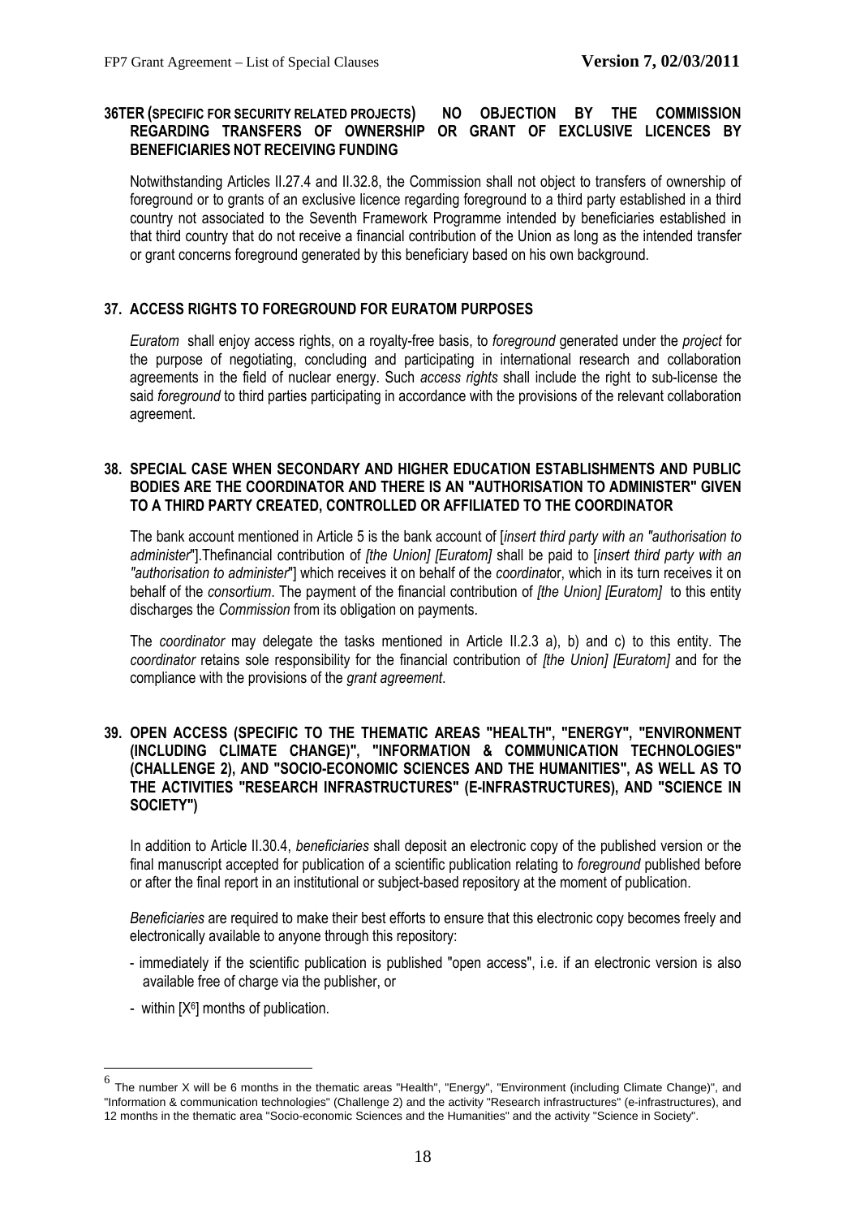**36TER (SPECIFIC FOR SECURITY RELATED PROJECTS) NO OBJECTION BY THE COMMISSION REGARDING TRANSFERS OF OWNERSHIP OR GRANT OF EXCLUSIVE LICENCES BY BENEFICIARIES NOT RECEIVING FUNDING**

Notwithstanding Articles II.27.4 and II.32.8, the Commission shall not object to transfers of ownership of foreground or to grants of an exclusive licence regarding foreground to a third party established in a third country not associated to the Seventh Framework Programme intended by beneficiaries established in that third country that do not receive a financial contribution of the Union as long as the intended transfer or grant concerns foreground generated by this beneficiary based on his own background.

**37. ACCESS RIGHTS TO FOREGROUND FOR EURATOM PURPOSES**

*Euratom* shall enjoy access rights, on a royalty-free basis, to *foreground* generated under the *project* for the purpose of negotiating, concluding and participating in international research and collaboration agreements in the field of nuclear energy. Such *access rights* shall include the right to sub-license the said *foreground* to third parties participating in accordance with the provisions of the relevant collaboration agreement.

**38. SPECIAL CASE WHEN SECONDARY AND HIGHER EDUCATION ESTABLISHMENTS AND PUBLIC BODIES ARE THE COORDINATOR AND THERE IS AN "AUTHORISATION TO ADMINISTER" GIVEN TO A THIRD PARTY CREATED, CONTROLLED OR AFFILIATED TO THE COORDINATOR**

The bank account mentioned in Article 5 is the bank account of [*insert third party with an "authorisation to administer"*].Thefinancial contribution of *[the Union] [Euratom]* shall be paid to [*insert third party with an "authorisation to administer"*] which receives it on behalf of the *coordinat*or, which in its turn receives it on behalf of the *consortium*. The payment of the financial contribution of *[the Union] [Euratom]* to this entity discharges the *Commission* from its obligation on payments.

The *coordinator* may delegate the tasks mentioned in Article II.2.3 a), b) and c) to this entity. The *coordinator* retains sole responsibility for the financial contribution of *[the Union] [Euratom]* and for the compliance with the provisions of the *grant agreement*.

**39. OPEN ACCESS (SPECIFIC TO THE THEMATIC AREAS "HEALTH", "ENERGY", "ENVIRONMENT (INCLUDING CLIMATE CHANGE)", "INFORMATION & COMMUNICATION TECHNOLOGIES" (CHALLENGE 2), AND "SOCIO-ECONOMIC SCIENCES AND THE HUMANITIES", AS WELL AS TO THE ACTIVITIES "RESEARCH INFRASTRUCTURES" (E-INFRASTRUCTURES), AND "SCIENCE IN SOCIETY")**

In addition to Article II.30.4, *beneficiaries* shall deposit an electronic copy of the published version or the final manuscript accepted for publication of a scientific publication relating to *foreground* published before or after the final report in an institutional or subject-based repository at the moment of publication.

*Beneficiaries* are required to make their best efforts to ensure that this electronic copy becomes freely and electronically available to anyone through this repository:

- immediately if the scientific publication is published "open access", i.e. if an electronic version is also available free of charge via the publisher, or
- within [X[6]] months of publication.

---

[6] The number X will be 6 months in the thematic areas "Health", "Energy", "Environment (including Climate Change)", and "Information & communication technologies" (Challenge 2) and the activity "Research infrastructures" (e-infrastructures), and 12 months in the thematic area "Socio-economic Sciences and the Humanities" and the activity "Science in Society".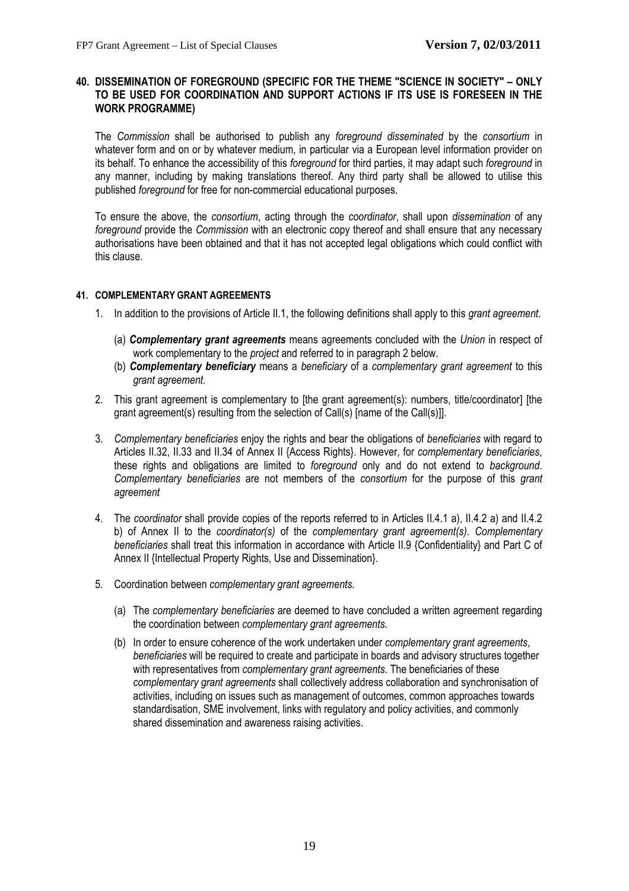## 40. DISSEMINATION OF FOREGROUND (SPECIFIC FOR THE THEME "SCIENCE IN SOCIETY" – ONLY TO BE USED FOR COORDINATION AND SUPPORT ACTIONS IF ITS USE IS FORESEEN IN THE WORK PROGRAMME)

The *Commission* shall be authorised to publish any *foreground disseminated* by the *consortium* in whatever form and on or by whatever medium, in particular via a European level information provider on its behalf. To enhance the accessibility of this *foreground* for third parties, it may adapt such *foreground* in any manner, including by making translations thereof. Any third party shall be allowed to utilise this published *foreground* for free for non-commercial educational purposes.

To ensure the above, the *consortium*, acting through the *coordinator*, shall upon *dissemination* of any *foreground* provide the *Commission* with an electronic copy thereof and shall ensure that any necessary authorisations have been obtained and that it has not accepted legal obligations which could conflict with this clause.

## 41. COMPLEMENTARY GRANT AGREEMENTS

1. In addition to the provisions of Article II.1, the following definitions shall apply to this *grant agreement.*

   (a) ***Complementary grant agreements*** means agreements concluded with the *Union* in respect of work complementary to the *project* and referred to in paragraph 2 below.

   (b) ***Complementary beneficiary*** means a *beneficiary* of a *complementary grant agreement* to this *grant agreement*.

2. This grant agreement is complementary to [the grant agreement(s): numbers, title/coordinator] [the grant agreement(s) resulting from the selection of Call(s) [name of the Call(s)]].

3. *Complementary beneficiaries* enjoy the rights and bear the obligations of *beneficiaries* with regard to Articles II.32, II.33 and II.34 of Annex II {Access Rights}. However, for *complementary beneficiaries*, these rights and obligations are limited to *foreground* only and do not extend to *background*. *Complementary beneficiaries* are not members of the *consortium* for the purpose of this *grant agreement*

4. The *coordinator* shall provide copies of the reports referred to in Articles II.4.1 a), II.4.2 a) and II.4.2 b) of Annex II to the *coordinator(s)* of the *complementary grant agreement(s)*. *Complementary beneficiaries* shall treat this information in accordance with Article II.9 {Confidentiality} and Part C of Annex II {Intellectual Property Rights, Use and Dissemination}.

5. Coordination between *complementary grant agreements.*

   (a) The *complementary beneficiaries* are deemed to have concluded a written agreement regarding the coordination between *complementary grant agreements.*

   (b) In order to ensure coherence of the work undertaken under *complementary grant agreements*, *beneficiaries* will be required to create and participate in boards and advisory structures together with representatives from *complementary grant agreements*. The beneficiaries of these *complementary grant agreements* shall collectively address collaboration and synchronisation of activities, including on issues such as management of outcomes, common approaches towards standardisation, SME involvement, links with regulatory and policy activities, and commonly shared dissemination and awareness raising activities.